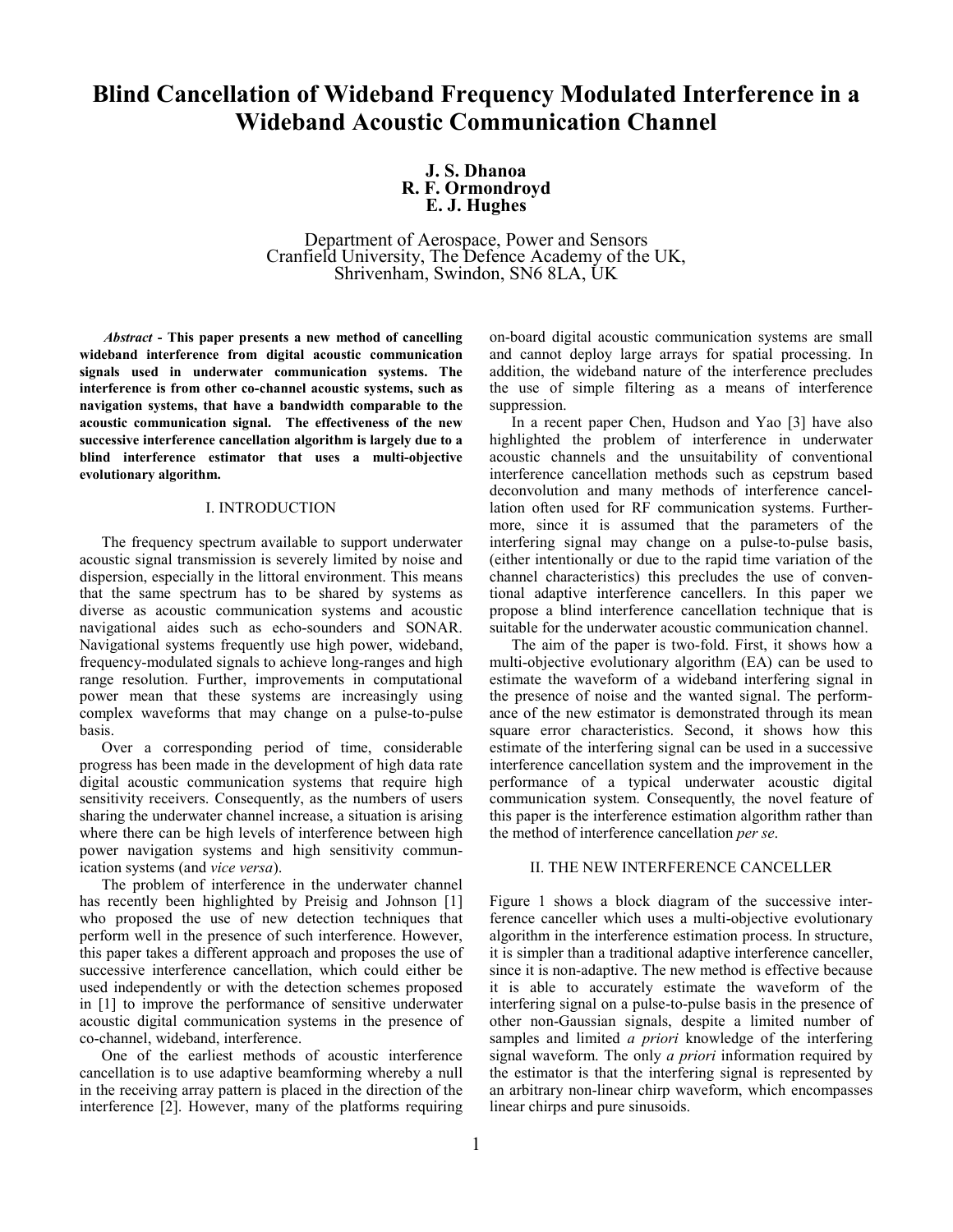# Blind Cancellation of Wideband Frequency Modulated Interference in a Wideband Acoustic Communication Channel

**J. S. Dhanoa**
**R. F. Ormondroyd**
**E. J. Hughes**

Department of Aerospace, Power and Sensors
Cranfield University, The Defence Academy of the UK,
Shrivenham, Swindon, SN6 8LA, UK

***Abstract*** **- This paper presents a new method of cancelling wideband interference from digital acoustic communication signals used in underwater communication systems. The interference is from other co-channel acoustic systems, such as navigation systems, that have a bandwidth comparable to the acoustic communication signal. The effectiveness of the new successive interference cancellation algorithm is largely due to a blind interference estimator that uses a multi-objective evolutionary algorithm.**

## I. INTRODUCTION

The frequency spectrum available to support underwater acoustic signal transmission is severely limited by noise and dispersion, especially in the littoral environment. This means that the same spectrum has to be shared by systems as diverse as acoustic communication systems and acoustic navigational aides such as echo-sounders and SONAR. Navigational systems frequently use high power, wideband, frequency-modulated signals to achieve long-ranges and high range resolution. Further, improvements in computational power mean that these systems are increasingly using complex waveforms that may change on a pulse-to-pulse basis.

Over a corresponding period of time, considerable progress has been made in the development of high data rate digital acoustic communication systems that require high sensitivity receivers. Consequently, as the numbers of users sharing the underwater channel increase, a situation is arising where there can be high levels of interference between high power navigation systems and high sensitivity communication systems (and *vice versa*).

The problem of interference in the underwater channel has recently been highlighted by Preisig and Johnson [1] who proposed the use of new detection techniques that perform well in the presence of such interference. However, this paper takes a different approach and proposes the use of successive interference cancellation, which could either be used independently or with the detection schemes proposed in [1] to improve the performance of sensitive underwater acoustic digital communication systems in the presence of co-channel, wideband, interference.

One of the earliest methods of acoustic interference cancellation is to use adaptive beamforming whereby a null in the receiving array pattern is placed in the direction of the interference [2]. However, many of the platforms requiring on-board digital acoustic communication systems are small and cannot deploy large arrays for spatial processing. In addition, the wideband nature of the interference precludes the use of simple filtering as a means of interference suppression.

In a recent paper Chen, Hudson and Yao [3] have also highlighted the problem of interference in underwater acoustic channels and the unsuitability of conventional interference cancellation methods such as cepstrum based deconvolution and many methods of interference cancellation often used for RF communication systems. Furthermore, since it is assumed that the parameters of the interfering signal may change on a pulse-to-pulse basis, (either intentionally or due to the rapid time variation of the channel characteristics) this precludes the use of conventional adaptive interference cancellers. In this paper we propose a blind interference cancellation technique that is suitable for the underwater acoustic communication channel.

The aim of the paper is two-fold. First, it shows how a multi-objective evolutionary algorithm (EA) can be used to estimate the waveform of a wideband interfering signal in the presence of noise and the wanted signal. The performance of the new estimator is demonstrated through its mean square error characteristics. Second, it shows how this estimate of the interfering signal can be used in a successive interference cancellation system and the improvement in the performance of a typical underwater acoustic digital communication system. Consequently, the novel feature of this paper is the interference estimation algorithm rather than the method of interference cancellation *per se*.

## II. THE NEW INTERFERENCE CANCELLER

Figure 1 shows a block diagram of the successive interference canceller which uses a multi-objective evolutionary algorithm in the interference estimation process. In structure, it is simpler than a traditional adaptive interference canceller, since it is non-adaptive. The new method is effective because it is able to accurately estimate the waveform of the interfering signal on a pulse-to-pulse basis in the presence of other non-Gaussian signals, despite a limited number of samples and limited *a priori* knowledge of the interfering signal waveform. The only *a priori* information required by the estimator is that the interfering signal is represented by an arbitrary non-linear chirp waveform, which encompasses linear chirps and pure sinusoids.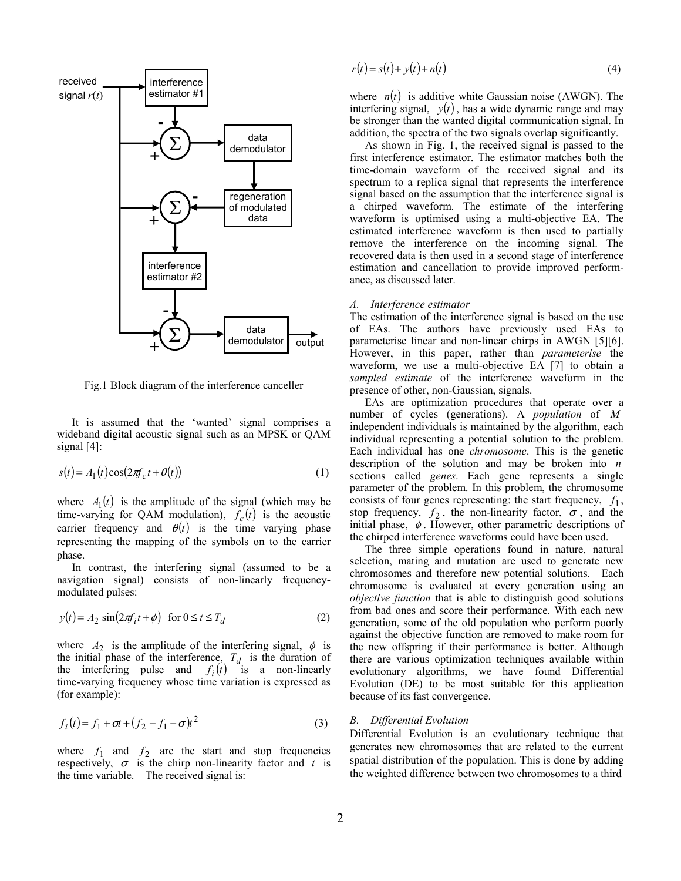Fig.1 Block diagram of the interference canceller

It is assumed that the 'wanted' signal comprises a wideband digital acoustic signal such as an MPSK or QAM signal [4]:

$$s(t) = A_1(t)\cos(2\pi f_c t + \theta(t)) \tag{1}$$

where $A_1(t)$ is the amplitude of the signal (which may be time-varying for QAM modulation), $f_c(t)$ is the acoustic carrier frequency and $\theta(t)$ is the time varying phase representing the mapping of the symbols on to the carrier phase.

In contrast, the interfering signal (assumed to be a navigation signal) consists of non-linearly frequency-modulated pulses:

$$y(t) = A_2 \sin(2\pi f_i t + \phi) \quad \text{for } 0 \le t \le T_d \tag{2}$$

where $A_2$ is the amplitude of the interfering signal, $\phi$ is the initial phase of the interference, $T_d$ is the duration of the interfering pulse and $f_i(t)$ is a non-linearly time-varying frequency whose time variation is expressed as (for example):

$$f_i(t) = f_1 + \sigma t + (f_2 - f_1 - \sigma)t^2 \tag{3}$$

where $f_1$ and $f_2$ are the start and stop frequencies respectively, $\sigma$ is the chirp non-linearity factor and $t$ is the time variable. The received signal is:

$$r(t) = s(t) + y(t) + n(t) \tag{4}$$

where $n(t)$ is additive white Gaussian noise (AWGN). The interfering signal, $y(t)$, has a wide dynamic range and may be stronger than the wanted digital communication signal. In addition, the spectra of the two signals overlap significantly.

As shown in Fig. 1, the received signal is passed to the first interference estimator. The estimator matches both the time-domain waveform of the received signal and its spectrum to a replica signal that represents the interference signal based on the assumption that the interference signal is a chirped waveform. The estimate of the interfering waveform is optimised using a multi-objective EA. The estimated interference waveform is then used to partially remove the interference on the incoming signal. The recovered data is then used in a second stage of interference estimation and cancellation to provide improved performance, as discussed later.

### A. Interference estimator

The estimation of the interference signal is based on the use of EAs. The authors have previously used EAs to parameterise linear and non-linear chirps in AWGN [5][6]. However, in this paper, rather than *parameterise* the waveform, we use a multi-objective EA [7] to obtain a *sampled estimate* of the interference waveform in the presence of other, non-Gaussian, signals.

EAs are optimization procedures that operate over a number of cycles (generations). A *population* of $M$ independent individuals is maintained by the algorithm, each individual representing a potential solution to the problem. Each individual has one *chromosome*. This is the genetic description of the solution and may be broken into $n$ sections called *genes*. Each gene represents a single parameter of the problem. In this problem, the chromosome consists of four genes representing: the start frequency, $f_1$, stop frequency, $f_2$, the non-linearity factor, $\sigma$, and the initial phase, $\phi$. However, other parametric descriptions of the chirped interference waveforms could have been used.

The three simple operations found in nature, natural selection, mating and mutation are used to generate new chromosomes and therefore new potential solutions. Each chromosome is evaluated at every generation using an *objective function* that is able to distinguish good solutions from bad ones and score their performance. With each new generation, some of the old population who perform poorly against the objective function are removed to make room for the new offspring if their performance is better. Although there are various optimization techniques available within evolutionary algorithms, we have found Differential Evolution (DE) to be most suitable for this application because of its fast convergence.

### B. Differential Evolution

Differential Evolution is an evolutionary technique that generates new chromosomes that are related to the current spatial distribution of the population. This is done by adding the weighted difference between two chromosomes to a third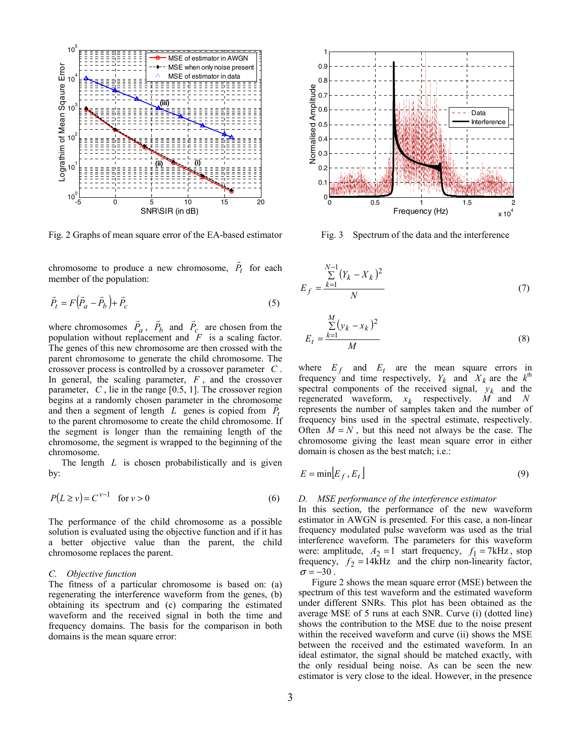Fig. 2 Graphs of mean square error of the EA-based estimator

Fig. 3 Spectrum of the data and the interference

chromosome to produce a new chromosome, $\vec{P}_t$ for each member of the population:

$$\vec{P}_t = F\left(\vec{P}_a - \vec{P}_b\right) + \vec{P}_c \tag{5}$$

where chromosomes $\vec{P}_a$, $\vec{P}_b$ and $\vec{P}_c$ are chosen from the population without replacement and $F$ is a scaling factor. The genes of this new chromosome are then crossed with the parent chromosome to generate the child chromosome. The crossover process is controlled by a crossover parameter $C$. In general, the scaling parameter, $F$, and the crossover parameter, $C$, lie in the range [0.5, 1]. The crossover region begins at a randomly chosen parameter in the chromosome and then a segment of length $L$ genes is copied from $\vec{P}_t$ to the parent chromosome to create the child chromosome. If the segment is longer than the remaining length of the chromosome, the segment is wrapped to the beginning of the chromosome.

The length $L$ is chosen probabilistically and is given by:

$$P(L \geq v) = C^{v-1} \quad \text{for } v > 0 \tag{6}$$

The performance of the child chromosome as a possible solution is evaluated using the objective function and if it has a better objective value than the parent, the child chromosome replaces the parent.

### C. Objective function

The fitness of a particular chromosome is based on: (a) regenerating the interference waveform from the genes, (b) obtaining its spectrum and (c) comparing the estimated waveform and the received signal in both the time and frequency domains. The basis for the comparison in both domains is the mean square error:

$$E_f = \frac{\sum_{k=1}^{N-1} \left(Y_k - X_k\right)^2}{N} \tag{7}$$

$$E_t = \frac{\sum_{k=1}^{M} \left(y_k - x_k\right)^2}{M} \tag{8}$$

where $E_f$ and $E_t$ are the mean square errors in frequency and time respectively, $Y_k$ and $X_k$ are the $k^{\text{th}}$ spectral components of the received signal, $y_k$ and the regenerated waveform, $x_k$ respectively. $M$ and $N$ represents the number of samples taken and the number of frequency bins used in the spectral estimate, respectively. Often $M = N$, but this need not always be the case. The chromosome giving the least mean square error in either domain is chosen as the best match; i.e.:

$$E = \min\left[E_f, E_t\right] \tag{9}$$

### D. MSE performance of the interference estimator

In this section, the performance of the new waveform estimator in AWGN is presented. For this case, a non-linear frequency modulated pulse waveform was used as the trial interference waveform. The parameters for this waveform were: amplitude, $A_2 = 1$ start frequency, $f_1 = 7\text{kHz}$, stop frequency, $f_2 = 14\text{kHz}$ and the chirp non-linearity factor, $\sigma = -30$.

Figure 2 shows the mean square error (MSE) between the spectrum of this test waveform and the estimated waveform under different SNRs. This plot has been obtained as the average MSE of 5 runs at each SNR. Curve (i) (dotted line) shows the contribution to the MSE due to the noise present within the received waveform and curve (ii) shows the MSE between the received and the estimated waveform. In an ideal estimator, the signal should be matched exactly, with the only residual being noise. As can be seen the new estimator is very close to the ideal. However, in the presence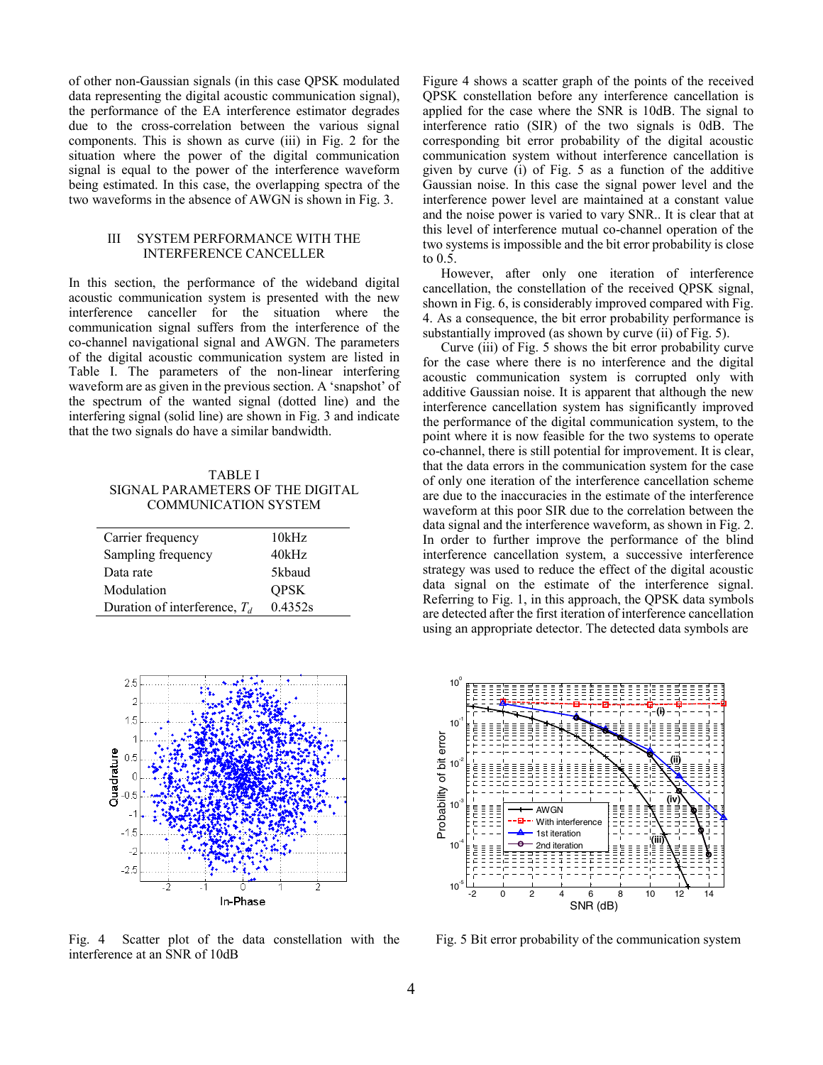of other non-Gaussian signals (in this case QPSK modulated data representing the digital acoustic communication signal), the performance of the EA interference estimator degrades due to the cross-correlation between the various signal components. This is shown as curve (iii) in Fig. 2 for the situation where the power of the digital communication signal is equal to the power of the interference waveform being estimated. In this case, the overlapping spectra of the two waveforms in the absence of AWGN is shown in Fig. 3.

## III SYSTEM PERFORMANCE WITH THE INTERFERENCE CANCELLER

In this section, the performance of the wideband digital acoustic communication system is presented with the new interference canceller for the situation where the communication signal suffers from the interference of the co-channel navigational signal and AWGN. The parameters of the digital acoustic communication system are listed in Table I. The parameters of the non-linear interfering waveform are as given in the previous section. A 'snapshot' of the spectrum of the wanted signal (dotted line) and the interfering signal (solid line) are shown in Fig. 3 and indicate that the two signals do have a similar bandwidth.

TABLE I
SIGNAL PARAMETERS OF THE DIGITAL COMMUNICATION SYSTEM

| | |
|---|---|
| Carrier frequency | 10kHz |
| Sampling frequency | 40kHz |
| Data rate | 5kbaud |
| Modulation | QPSK |
| Duration of interference, $T_d$ | 0.4352s |

Figure 4 shows a scatter graph of the points of the received QPSK constellation before any interference cancellation is applied for the case where the SNR is 10dB. The signal to interference ratio (SIR) of the two signals is 0dB. The corresponding bit error probability of the digital acoustic communication system without interference cancellation is given by curve (i) of Fig. 5 as a function of the additive Gaussian noise. In this case the signal power level and the interference power level are maintained at a constant value and the noise power is varied to vary SNR.. It is clear that at this level of interference mutual co-channel operation of the two systems is impossible and the bit error probability is close to 0.5.

However, after only one iteration of interference cancellation, the constellation of the received QPSK signal, shown in Fig. 6, is considerably improved compared with Fig. 4. As a consequence, the bit error probability performance is substantially improved (as shown by curve (ii) of Fig. 5).

Curve (iii) of Fig. 5 shows the bit error probability curve for the case where there is no interference and the digital acoustic communication system is corrupted only with additive Gaussian noise. It is apparent that although the new interference cancellation system has significantly improved the performance of the digital communication system, to the point where it is now feasible for the two systems to operate co-channel, there is still potential for improvement. It is clear, that the data errors in the communication system for the case of only one iteration of the interference cancellation scheme are due to the inaccuracies in the estimate of the interference waveform at this poor SIR due to the correlation between the data signal and the interference waveform, as shown in Fig. 2. In order to further improve the performance of the blind interference cancellation system, a successive interference strategy was used to reduce the effect of the digital acoustic data signal on the estimate of the interference signal. Referring to Fig. 1, in this approach, the QPSK data symbols are detected after the first iteration of interference cancellation using an appropriate detector. The detected data symbols are

Fig. 4 Scatter plot of the data constellation with the interference at an SNR of 10dB

Fig. 5 Bit error probability of the communication system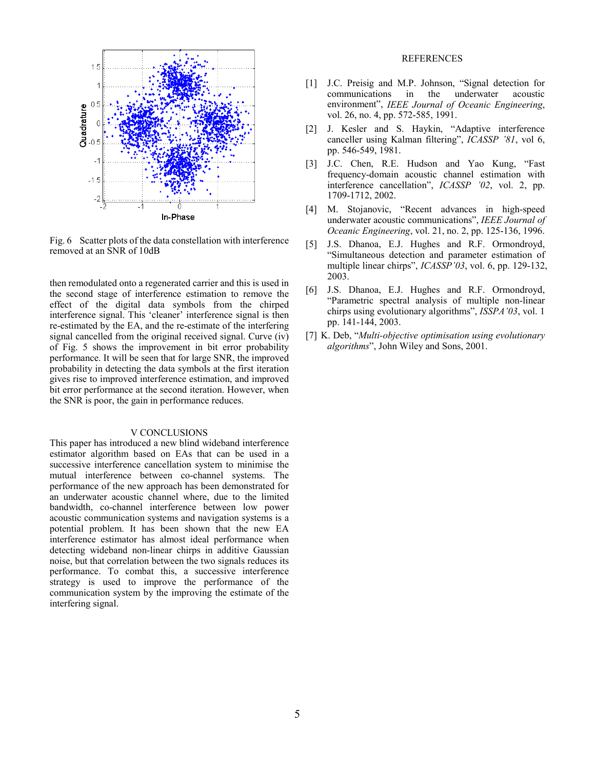1.5
1
0.5
0
-0.5
-1
-1.5
-2

Quadrature

-2 -1 0 1

In-Phase

Fig. 6 Scatter plots of the data constellation with interference removed at an SNR of 10dB

then remodulated onto a regenerated carrier and this is used in the second stage of interference estimation to remove the effect of the digital data symbols from the chirped interference signal. This 'cleaner' interference signal is then re-estimated by the EA, and the re-estimate of the interfering signal cancelled from the original received signal. Curve (iv) of Fig. 5 shows the improvement in bit error probability performance. It will be seen that for large SNR, the improved probability in detecting the data symbols at the first iteration gives rise to improved interference estimation, and improved bit error performance at the second iteration. However, when the SNR is poor, the gain in performance reduces.

## V CONCLUSIONS

This paper has introduced a new blind wideband interference estimator algorithm based on EAs that can be used in a successive interference cancellation system to minimise the mutual interference between co-channel systems. The performance of the new approach has been demonstrated for an underwater acoustic channel where, due to the limited bandwidth, co-channel interference between low power acoustic communication systems and navigation systems is a potential problem. It has been shown that the new EA interference estimator has almost ideal performance when detecting wideband non-linear chirps in additive Gaussian noise, but that correlation between the two signals reduces its performance. To combat this, a successive interference strategy is used to improve the performance of the communication system by the improving the estimate of the interfering signal.

## REFERENCES

[1] J.C. Preisig and M.P. Johnson, "Signal detection for communications in the underwater acoustic environment", *IEEE Journal of Oceanic Engineering*, vol. 26, no. 4, pp. 572-585, 1991.

[2] J. Kesler and S. Haykin, "Adaptive interference canceller using Kalman filtering", *ICASSP '81*, vol 6, pp. 546-549, 1981.

[3] J.C. Chen, R.E. Hudson and Yao Kung, "Fast frequency-domain acoustic channel estimation with interference cancellation", *ICASSP '02*, vol. 2, pp. 1709-1712, 2002.

[4] M. Stojanovic, "Recent advances in high-speed underwater acoustic communications", *IEEE Journal of Oceanic Engineering*, vol. 21, no. 2, pp. 125-136, 1996.

[5] J.S. Dhanoa, E.J. Hughes and R.F. Ormondroyd, "Simultaneous detection and parameter estimation of multiple linear chirps", *ICASSP'03*, vol. 6, pp. 129-132, 2003.

[6] J.S. Dhanoa, E.J. Hughes and R.F. Ormondroyd, "Parametric spectral analysis of multiple non-linear chirps using evolutionary algorithms", *ISSPA'03*, vol. 1 pp. 141-144, 2003.

[7] K. Deb, "*Multi-objective optimisation using evolutionary algorithms*", John Wiley and Sons, 2001.